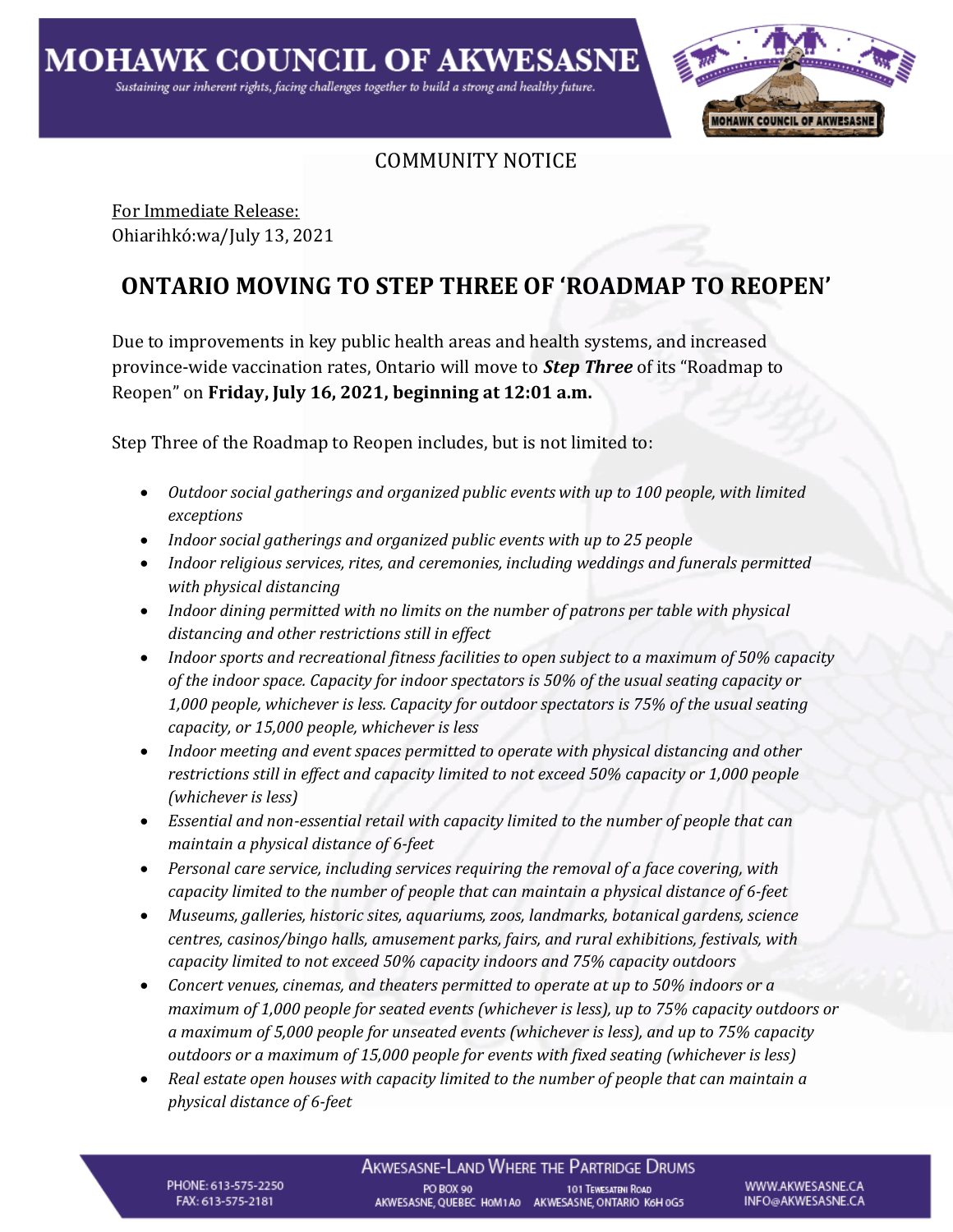# MOHAWK COUNCIL OF AKWESASNE

*Sustaining our inherent rights, facing challenges together to build a strong and healthy future.*

COMMUNITY NOTICE

For Immediate Release:
Ohiarihkó:wa/July 13, 2021

## ONTARIO MOVING TO STEP THREE OF 'ROADMAP TO REOPEN'

Due to improvements in key public health areas and health systems, and increased province-wide vaccination rates, Ontario will move to ***Step Three*** of its "Roadmap to Reopen" on **Friday, July 16, 2021, beginning at 12:01 a.m.**

Step Three of the Roadmap to Reopen includes, but is not limited to:

- *Outdoor social gatherings and organized public events with up to 100 people, with limited exceptions*
- *Indoor social gatherings and organized public events with up to 25 people*
- *Indoor religious services, rites, and ceremonies, including weddings and funerals permitted with physical distancing*
- *Indoor dining permitted with no limits on the number of patrons per table with physical distancing and other restrictions still in effect*
- *Indoor sports and recreational fitness facilities to open subject to a maximum of 50% capacity of the indoor space. Capacity for indoor spectators is 50% of the usual seating capacity or 1,000 people, whichever is less. Capacity for outdoor spectators is 75% of the usual seating capacity, or 15,000 people, whichever is less*
- *Indoor meeting and event spaces permitted to operate with physical distancing and other restrictions still in effect and capacity limited to not exceed 50% capacity or 1,000 people (whichever is less)*
- *Essential and non-essential retail with capacity limited to the number of people that can maintain a physical distance of 6-feet*
- *Personal care service, including services requiring the removal of a face covering, with capacity limited to the number of people that can maintain a physical distance of 6-feet*
- *Museums, galleries, historic sites, aquariums, zoos, landmarks, botanical gardens, science centres, casinos/bingo halls, amusement parks, fairs, and rural exhibitions, festivals, with capacity limited to not exceed 50% capacity indoors and 75% capacity outdoors*
- *Concert venues, cinemas, and theaters permitted to operate at up to 50% indoors or a maximum of 1,000 people for seated events (whichever is less), up to 75% capacity outdoors or a maximum of 5,000 people for unseated events (whichever is less), and up to 75% capacity outdoors or a maximum of 15,000 people for events with fixed seating (whichever is less)*
- *Real estate open houses with capacity limited to the number of people that can maintain a physical distance of 6-feet*

AKWESASNE-LAND WHERE THE PARTRIDGE DRUMS

PHONE: 613-575-2250
FAX: 613-575-2181

PO BOX 90
AKWESASNE, QUEBEC H0M 1A0

101 TEWESATENI ROAD
AKWESASNE, ONTARIO K6H 0G5

WWW.AKWESASNE.CA
INFO@AKWESASNE.CA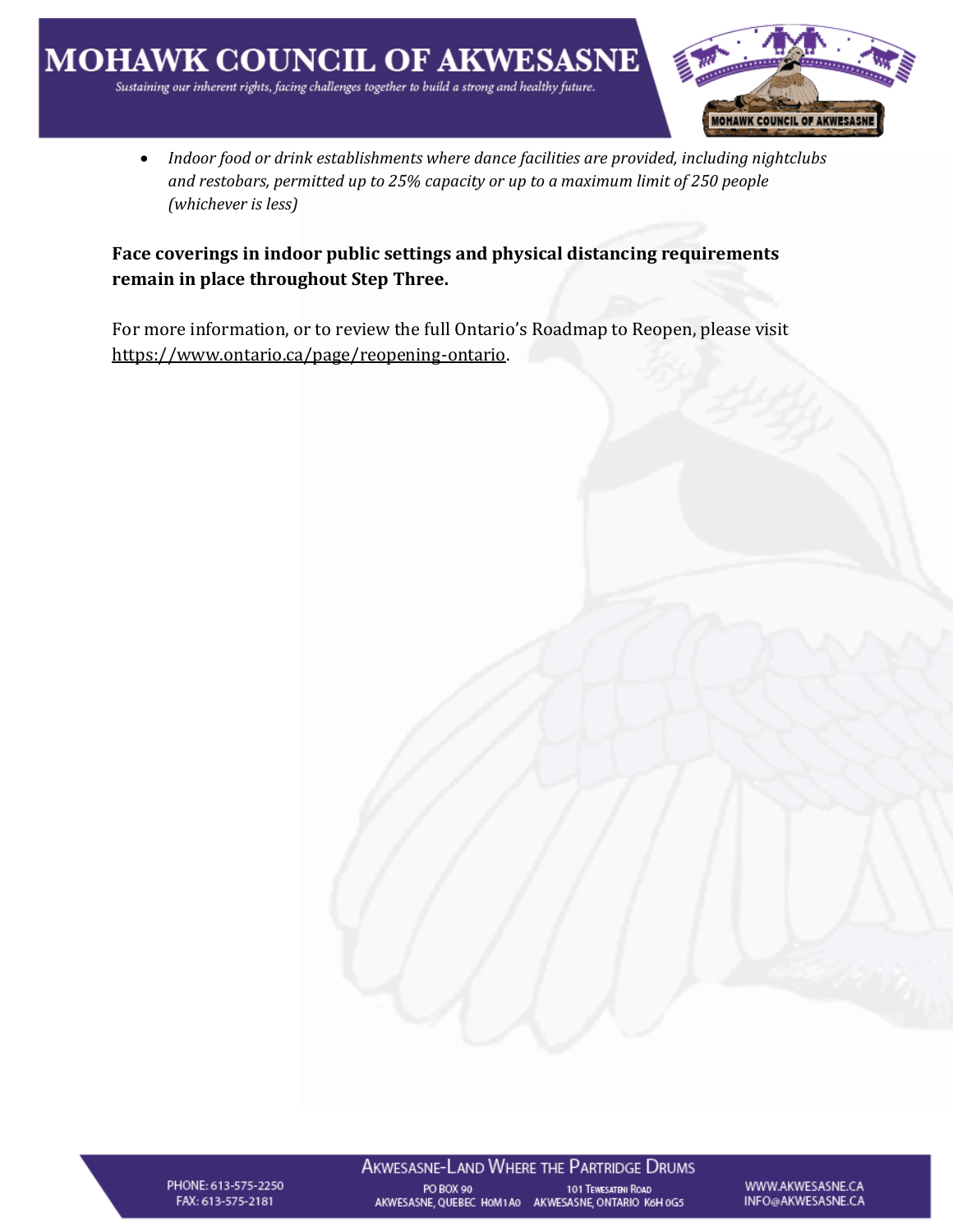- *Indoor food or drink establishments where dance facilities are provided, including nightclubs and restobars, permitted up to 25% capacity or up to a maximum limit of 250 people (whichever is less)*

**Face coverings in indoor public settings and physical distancing requirements remain in place throughout Step Three.**

For more information, or to review the full Ontario's Roadmap to Reopen, please visit https://www.ontario.ca/page/reopening-ontario.